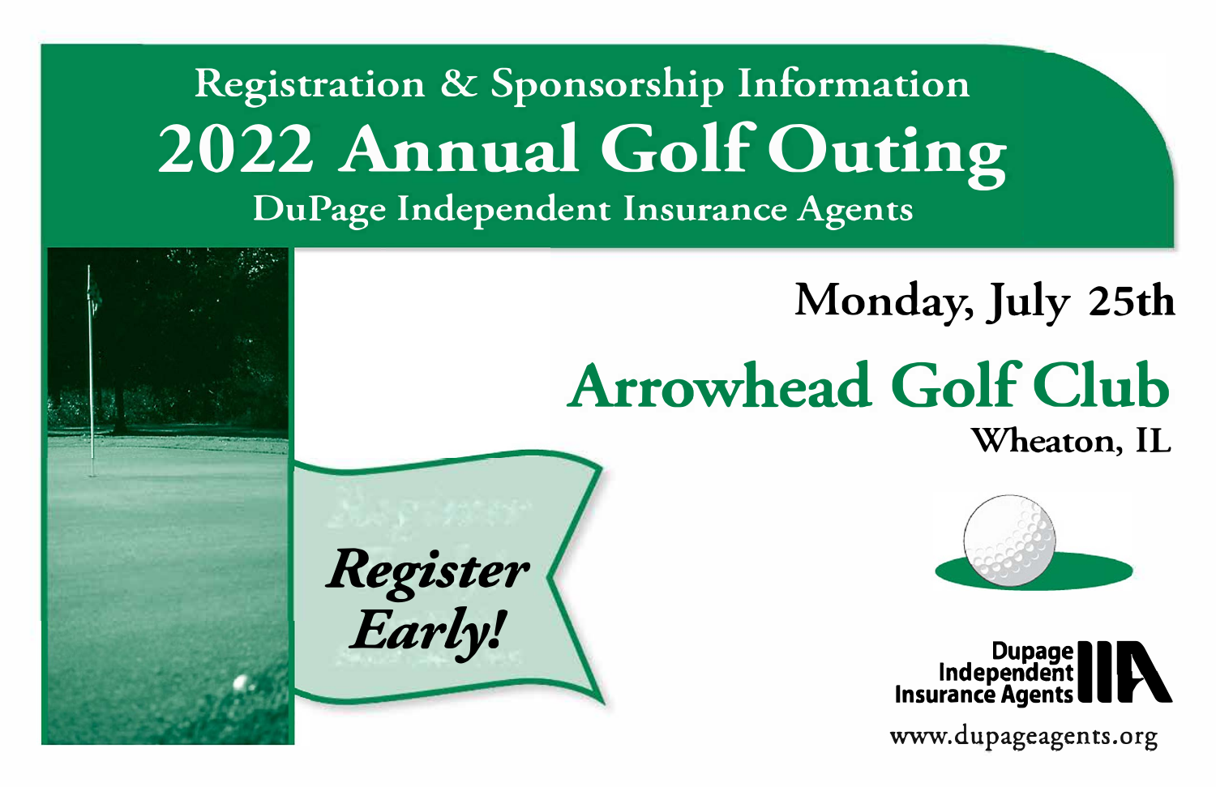## Registration & Sponsorship Information

# 2022 Annual Golf Outing

## DuPage Independent Insurance Agents

**Monday, July 25th**

## Arrowhead Golf Club

**Wheaton, IL**

***Register Early!***

Dupage Independent Insurance Agents

www.dupageagents.org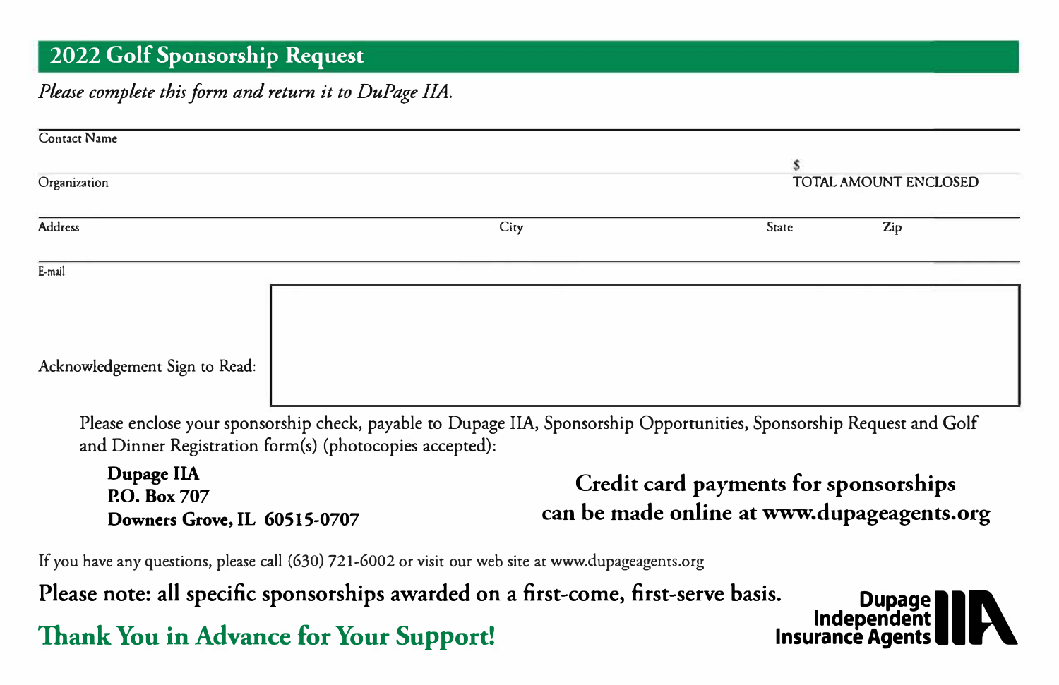## 2022 Golf Sponsorship Request

*Please complete this form and return it to DuPage IIA.*

Contact Name

Organization

$
TOTAL AMOUNT ENCLOSED

Address City State Zip

E-mail

Acknowledgement Sign to Read:

Please enclose your sponsorship check, payable to Dupage IIA, Sponsorship Opportunities, Sponsorship Request and Golf and Dinner Registration form(s) (photocopies accepted):

**Dupage IIA**
**P.O. Box 707**
**Downers Grove, IL 60515-0707**

**Credit card payments for sponsorships can be made online at www.dupageagents.org**

If you have any questions, please call (630) 721-6002 or visit our web site at www.dupageagents.org

**Please note: all specific sponsorships awarded on a first-come, first-serve basis.**

**Thank You in Advance for Your Support!**

Dupage Independent Insurance Agents IIA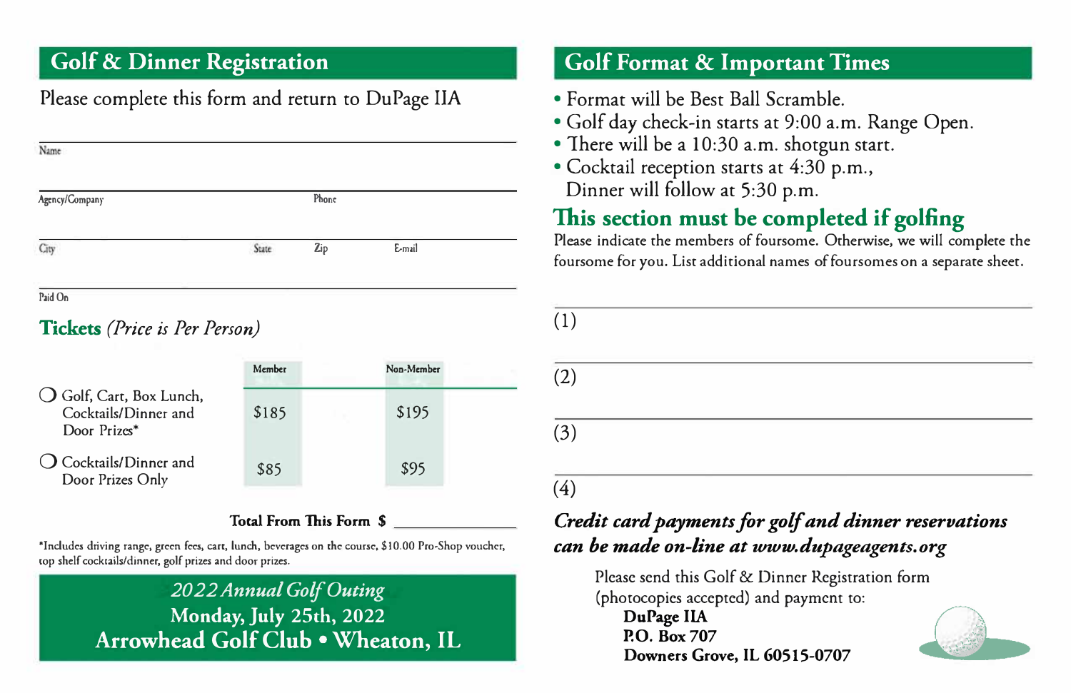## Golf & Dinner Registration

Please complete this form and return to DuPage IIA

Name

Agency/Company Phone

City State Zip E-mail

Paid On

### Tickets *(Price is Per Person)*

| | Member | Non-Member |
|---|---|---|
| ❍ Golf, Cart, Box Lunch, Cocktails/Dinner and Door Prizes* | $185 | $195 |
| ❍ Cocktails/Dinner and Door Prizes Only | $85 | $95 |

**Total From This Form $** ______________

*Includes driving range, green fees, cart, lunch, beverages on the course, $10.00 Pro-Shop voucher, top shelf cocktails/dinner, golf prizes and door prizes.

*2022 Annual Golf Outing*
**Monday, July 25th, 2022**
**Arrowhead Golf Club • Wheaton, IL**

## Golf Format & Important Times

- Format will be Best Ball Scramble.
- Golf day check-in starts at 9:00 a.m. Range Open.
- There will be a 10:30 a.m. shotgun start.
- Cocktail reception starts at 4:30 p.m., Dinner will follow at 5:30 p.m.

### This section must be completed if golfing

Please indicate the members of foursome. Otherwise, we will complete the foursome for you. List additional names of foursomes on a separate sheet.

(1)

(2)

(3)

(4)

***Credit card payments for golf and dinner reservations can be made on-line at www.dupageagents.org***

Please send this Golf & Dinner Registration form (photocopies accepted) and payment to:

**DuPage IIA**
**P.O. Box 707**
**Downers Grove, IL 60515-0707**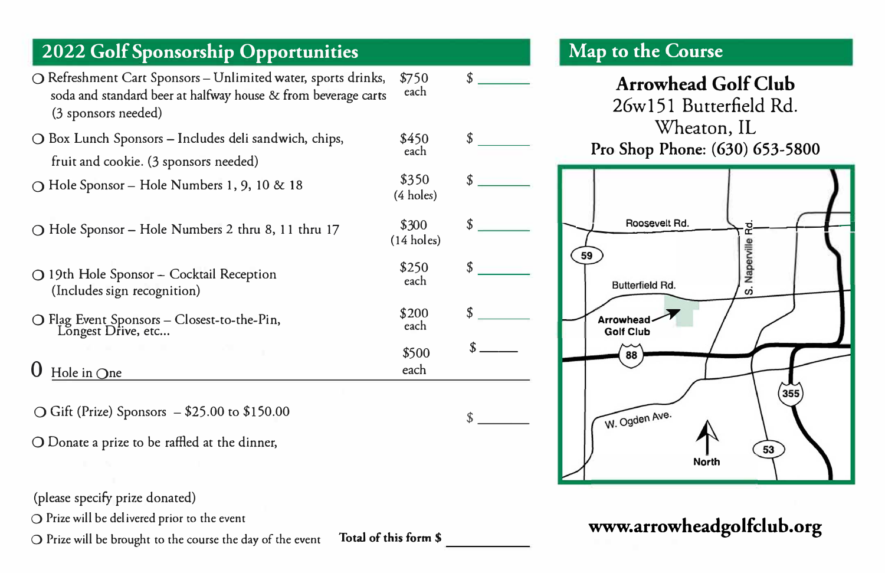## 2022 Golf Sponsorship Opportunities

| | | |
|---|---|---|
| ○ Refreshment Cart Sponsors – Unlimited water, sports drinks, soda and standard beer at halfway house & from beverage carts (3 sponsors needed) | $750 each | $ ______ |
| ○ Box Lunch Sponsors – Includes deli sandwich, chips, fruit and cookie. (3 sponsors needed) | $450 each | $ ______ |
| ○ Hole Sponsor – Hole Numbers 1, 9, 10 & 18 | $350 (4 holes) | $ ______ |
| ○ Hole Sponsor – Hole Numbers 2 thru 8, 11 thru 17 | $300 (14 holes) | $ ______ |
| ○ 19th Hole Sponsor – Cocktail Reception (Includes sign recognition) | $250 each | $ ______ |
| ○ Flag Event Sponsors – Closest-to-the-Pin, Longest Drive, etc... | $200 each | $ ______ |
| 0 Hole in One | $500 each | $ ______ |
| ○ Gift (Prize) Sponsors – $25.00 to $150.00 | | $ ______ |

○ Donate a prize to be raffled at the dinner,

(please specify prize donated)

○ Prize will be delivered prior to the event

○ Prize will be brought to the course the day of the event

**Total of this form $** ______

## Map to the Course

**Arrowhead Golf Club**
26w151 Butterfield Rd.
Wheaton, IL
**Pro Shop Phone: (630) 653-5800**

Roosevelt Rd.
S. Naperville Rd.
59
Butterfield Rd.
Arrowhead Golf Club
88
355
W. Ogden Ave.
North
53

**www.arrowheadgolfclub.org**